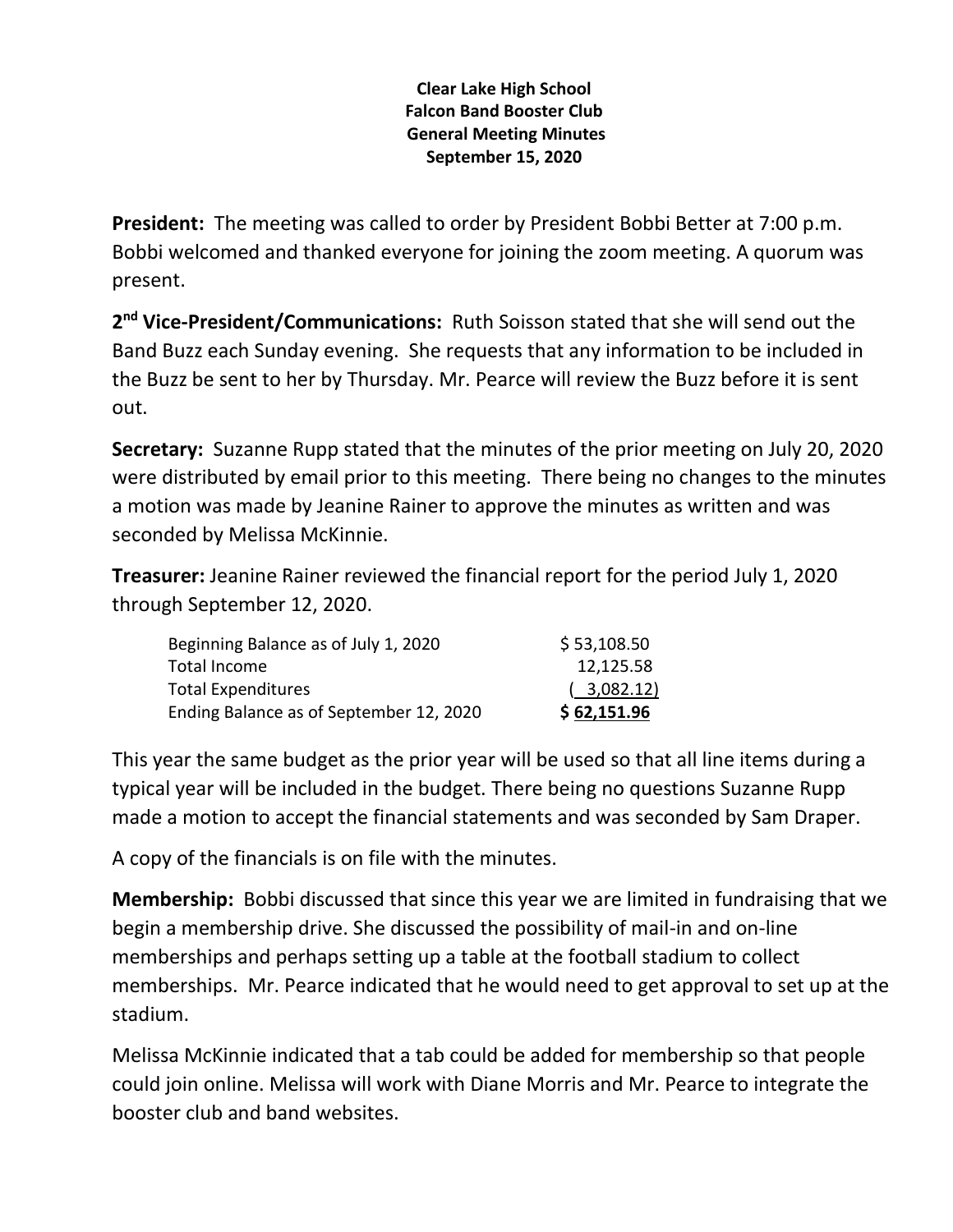**Clear Lake High School**
**Falcon Band Booster Club**
**General Meeting Minutes**
**September 15, 2020**

**President:** The meeting was called to order by President Bobbi Better at 7:00 p.m. Bobbi welcomed and thanked everyone for joining the zoom meeting. A quorum was present.

**2nd Vice-President/Communications:** Ruth Soisson stated that she will send out the Band Buzz each Sunday evening. She requests that any information to be included in the Buzz be sent to her by Thursday. Mr. Pearce will review the Buzz before it is sent out.

**Secretary:** Suzanne Rupp stated that the minutes of the prior meeting on July 20, 2020 were distributed by email prior to this meeting. There being no changes to the minutes a motion was made by Jeanine Rainer to approve the minutes as written and was seconded by Melissa McKinnie.

**Treasurer:** Jeanine Rainer reviewed the financial report for the period July 1, 2020 through September 12, 2020.

| | |
|---|---|
| Beginning Balance as of July 1, 2020 | $ 53,108.50 |
| Total Income | 12,125.58 |
| Total Expenditures | ( 3,082.12) |
| Ending Balance as of September 12, 2020 | **$ 62,151.96** |

This year the same budget as the prior year will be used so that all line items during a typical year will be included in the budget. There being no questions Suzanne Rupp made a motion to accept the financial statements and was seconded by Sam Draper.

A copy of the financials is on file with the minutes.

**Membership:** Bobbi discussed that since this year we are limited in fundraising that we begin a membership drive. She discussed the possibility of mail-in and on-line memberships and perhaps setting up a table at the football stadium to collect memberships. Mr. Pearce indicated that he would need to get approval to set up at the stadium.

Melissa McKinnie indicated that a tab could be added for membership so that people could join online. Melissa will work with Diane Morris and Mr. Pearce to integrate the booster club and band websites.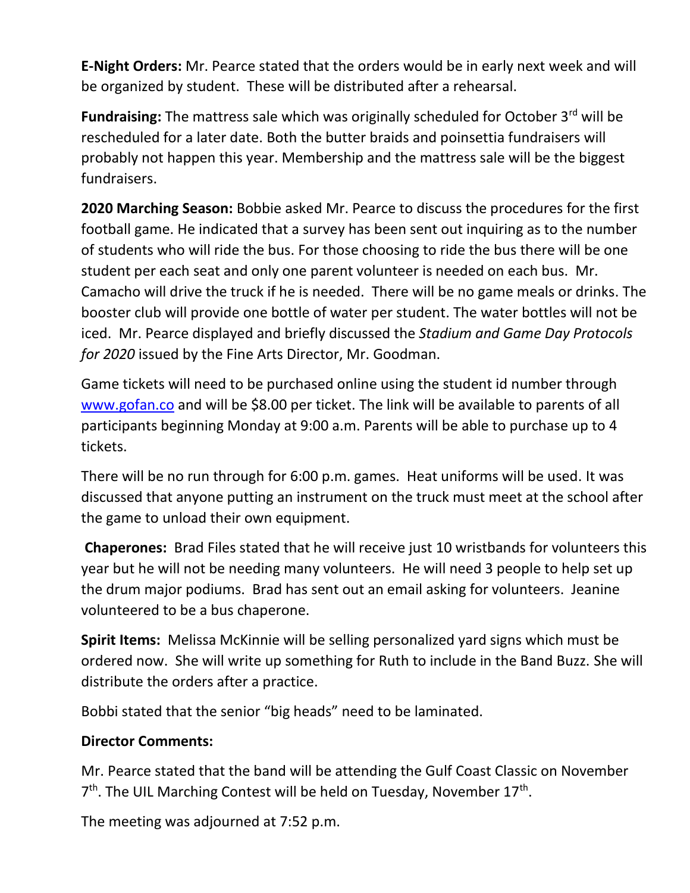**E-Night Orders:** Mr. Pearce stated that the orders would be in early next week and will be organized by student. These will be distributed after a rehearsal.

**Fundraising:** The mattress sale which was originally scheduled for October 3rd will be rescheduled for a later date. Both the butter braids and poinsettia fundraisers will probably not happen this year. Membership and the mattress sale will be the biggest fundraisers.

**2020 Marching Season:** Bobbie asked Mr. Pearce to discuss the procedures for the first football game. He indicated that a survey has been sent out inquiring as to the number of students who will ride the bus. For those choosing to ride the bus there will be one student per each seat and only one parent volunteer is needed on each bus. Mr. Camacho will drive the truck if he is needed. There will be no game meals or drinks. The booster club will provide one bottle of water per student. The water bottles will not be iced. Mr. Pearce displayed and briefly discussed the *Stadium and Game Day Protocols for 2020* issued by the Fine Arts Director, Mr. Goodman.

Game tickets will need to be purchased online using the student id number through [www.gofan.co](http://www.gofan.co) and will be $8.00 per ticket. The link will be available to parents of all participants beginning Monday at 9:00 a.m. Parents will be able to purchase up to 4 tickets.

There will be no run through for 6:00 p.m. games. Heat uniforms will be used. It was discussed that anyone putting an instrument on the truck must meet at the school after the game to unload their own equipment.

**Chaperones:** Brad Files stated that he will receive just 10 wristbands for volunteers this year but he will not be needing many volunteers. He will need 3 people to help set up the drum major podiums. Brad has sent out an email asking for volunteers. Jeanine volunteered to be a bus chaperone.

**Spirit Items:** Melissa McKinnie will be selling personalized yard signs which must be ordered now. She will write up something for Ruth to include in the Band Buzz. She will distribute the orders after a practice.

Bobbi stated that the senior "big heads" need to be laminated.

**Director Comments:**

Mr. Pearce stated that the band will be attending the Gulf Coast Classic on November 7th. The UIL Marching Contest will be held on Tuesday, November 17th.

The meeting was adjourned at 7:52 p.m.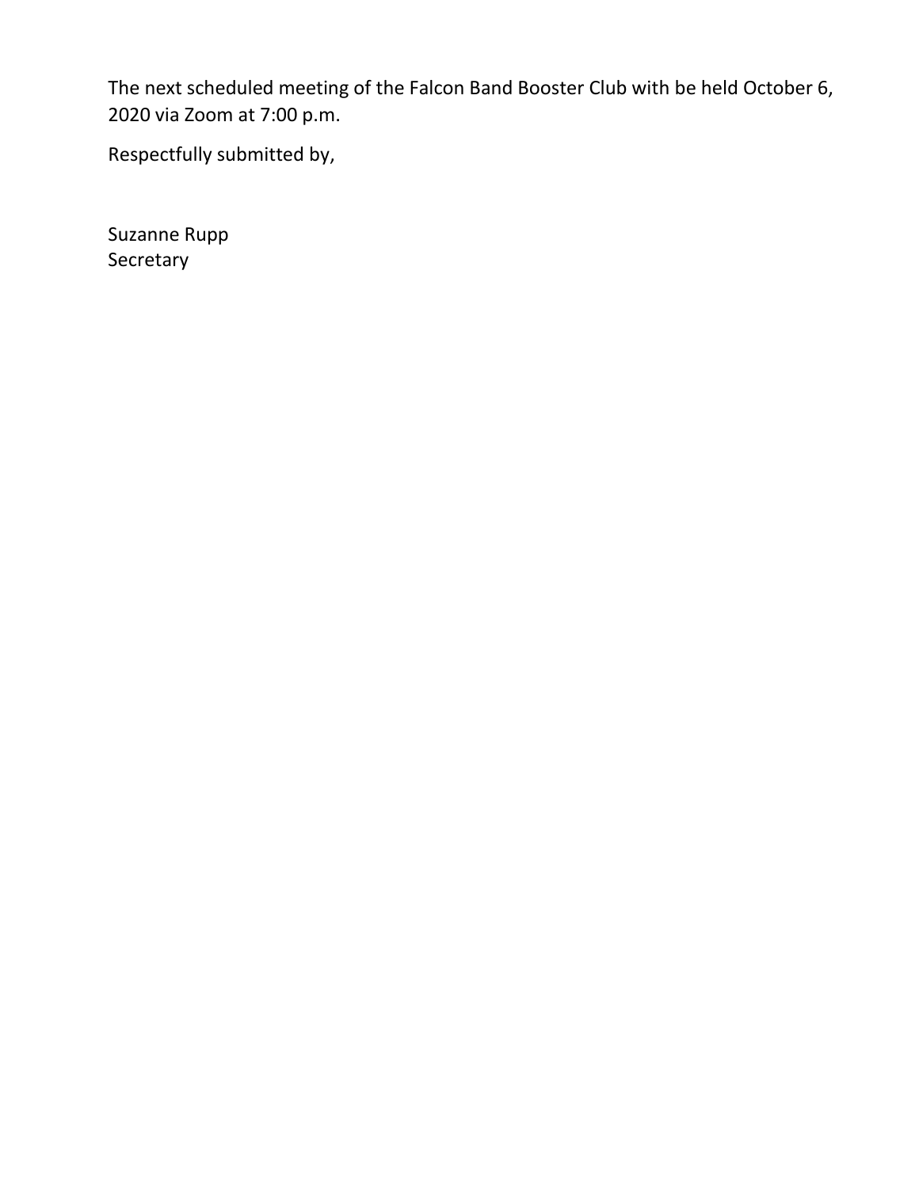The next scheduled meeting of the Falcon Band Booster Club with be held October 6, 2020 via Zoom at 7:00 p.m.

Respectfully submitted by,

Suzanne Rupp
Secretary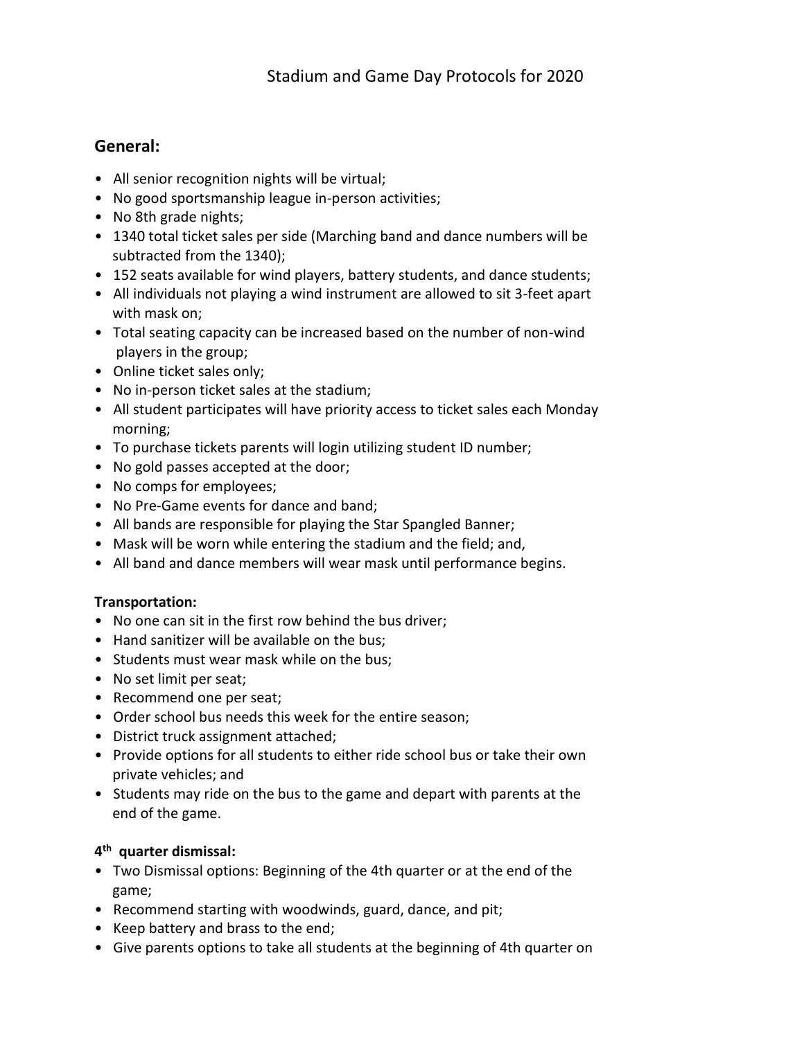// Stadium and Game Day Protocols for 2020

## General:

- All senior recognition nights will be virtual;
- No good sportsmanship league in-person activities;
- No 8th grade nights;
- 1340 total ticket sales per side (Marching band and dance numbers will be subtracted from the 1340);
- 152 seats available for wind players, battery students, and dance students;
- All individuals not playing a wind instrument are allowed to sit 3-feet apart with mask on;
- Total seating capacity can be increased based on the number of non-wind players in the group;
- Online ticket sales only;
- No in-person ticket sales at the stadium;
- All student participates will have priority access to ticket sales each Monday morning;
- To purchase tickets parents will login utilizing student ID number;
- No gold passes accepted at the door;
- No comps for employees;
- No Pre-Game events for dance and band;
- All bands are responsible for playing the Star Spangled Banner;
- Mask will be worn while entering the stadium and the field; and,
- All band and dance members will wear mask until performance begins.

**Transportation:**

- No one can sit in the first row behind the bus driver;
- Hand sanitizer will be available on the bus;
- Students must wear mask while on the bus;
- No set limit per seat;
- Recommend one per seat;
- Order school bus needs this week for the entire season;
- District truck assignment attached;
- Provide options for all students to either ride school bus or take their own private vehicles; and
- Students may ride on the bus to the game and depart with parents at the end of the game.

**4th quarter dismissal:**

- Two Dismissal options: Beginning of the 4th quarter or at the end of the game;
- Recommend starting with woodwinds, guard, dance, and pit;
- Keep battery and brass to the end;
- Give parents options to take all students at the beginning of 4th quarter on

# Stadium and Game Day Protocols for 2020

## General:

- All senior recognition nights will be virtual;
- No good sportsmanship league in-person activities;
- No 8th grade nights;
- 1340 total ticket sales per side (Marching band and dance numbers will be subtracted from the 1340);
- 152 seats available for wind players, battery students, and dance students;
- All individuals not playing a wind instrument are allowed to sit 3-feet apart with mask on;
- Total seating capacity can be increased based on the number of non-wind players in the group;
- Online ticket sales only;
- No in-person ticket sales at the stadium;
- All student participates will have priority access to ticket sales each Monday morning;
- To purchase tickets parents will login utilizing student ID number;
- No gold passes accepted at the door;
- No comps for employees;
- No Pre-Game events for dance and band;
- All bands are responsible for playing the Star Spangled Banner;
- Mask will be worn while entering the stadium and the field; and,
- All band and dance members will wear mask until performance begins.

**Transportation:**

- No one can sit in the first row behind the bus driver;
- Hand sanitizer will be available on the bus;
- Students must wear mask while on the bus;
- No set limit per seat;
- Recommend one per seat;
- Order school bus needs this week for the entire season;
- District truck assignment attached;
- Provide options for all students to either ride school bus or take their own private vehicles; and
- Students may ride on the bus to the game and depart with parents at the end of the game.

**4th quarter dismissal:**

- Two Dismissal options: Beginning of the 4th quarter or at the end of the game;
- Recommend starting with woodwinds, guard, dance, and pit;
- Keep battery and brass to the end;
- Give parents options to take all students at the beginning of 4th quarter on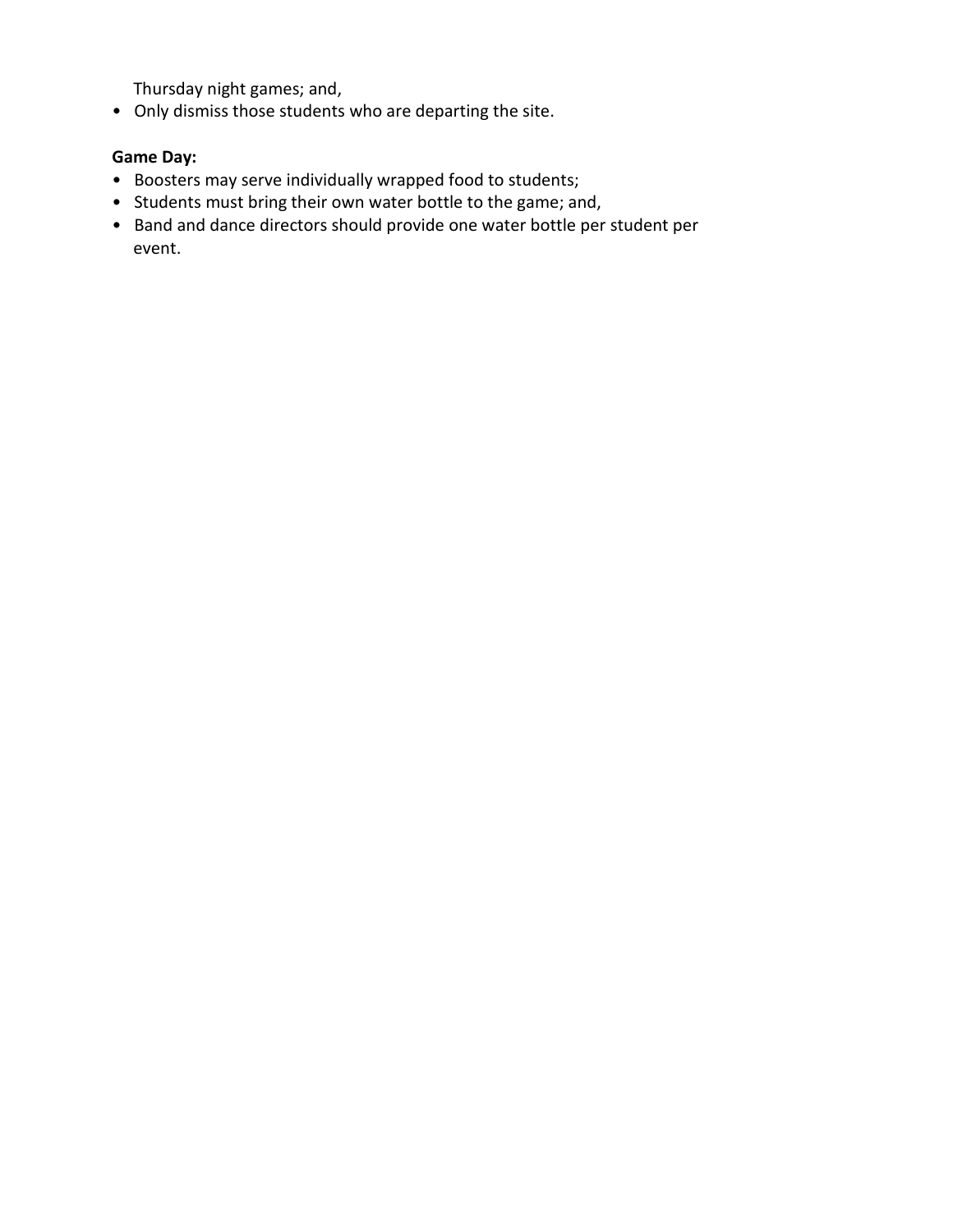Thursday night games; and,

- Only dismiss those students who are departing the site.

**Game Day:**

- Boosters may serve individually wrapped food to students;
- Students must bring their own water bottle to the game; and,
- Band and dance directors should provide one water bottle per student per event.